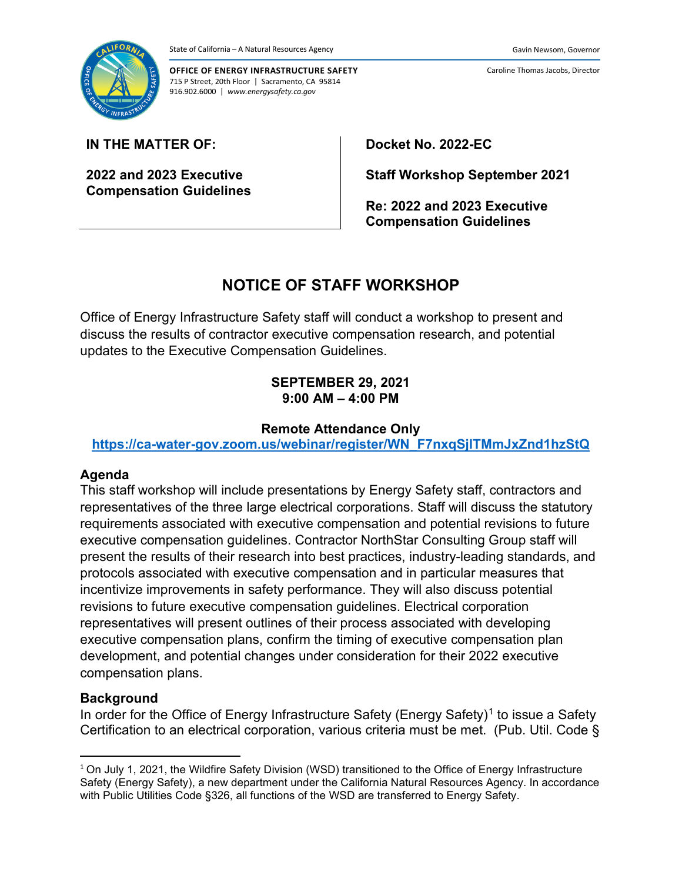State of California – A Natural Resources Agency

Gavin Newsom, Governor

**OFFICE OF ENERGY INFRASTRUCTURE SAFETY**
715 P Street, 20th Floor | Sacramento, CA 95814
916.902.6000 | *www.energysafety.ca.gov*

Caroline Thomas Jacobs, Director

**IN THE MATTER OF:**

**2022 and 2023 Executive Compensation Guidelines**

**Docket No. 2022-EC**

**Staff Workshop September 2021**

**Re: 2022 and 2023 Executive Compensation Guidelines**

# NOTICE OF STAFF WORKSHOP

Office of Energy Infrastructure Safety staff will conduct a workshop to present and discuss the results of contractor executive compensation research, and potential updates to the Executive Compensation Guidelines.

**SEPTEMBER 29, 2021**
**9:00 AM – 4:00 PM**

**Remote Attendance Only**
**https://ca-water-gov.zoom.us/webinar/register/WN_F7nxqSjITMmJxZnd1hzStQ**

## Agenda

This staff workshop will include presentations by Energy Safety staff, contractors and representatives of the three large electrical corporations. Staff will discuss the statutory requirements associated with executive compensation and potential revisions to future executive compensation guidelines. Contractor NorthStar Consulting Group staff will present the results of their research into best practices, industry-leading standards, and protocols associated with executive compensation and in particular measures that incentivize improvements in safety performance. They will also discuss potential revisions to future executive compensation guidelines. Electrical corporation representatives will present outlines of their process associated with developing executive compensation plans, confirm the timing of executive compensation plan development, and potential changes under consideration for their 2022 executive compensation plans.

## Background

In order for the Office of Energy Infrastructure Safety (Energy Safety)[1] to issue a Safety Certification to an electrical corporation, various criteria must be met. (Pub. Util. Code §

[1] On July 1, 2021, the Wildfire Safety Division (WSD) transitioned to the Office of Energy Infrastructure Safety (Energy Safety), a new department under the California Natural Resources Agency. In accordance with Public Utilities Code §326, all functions of the WSD are transferred to Energy Safety.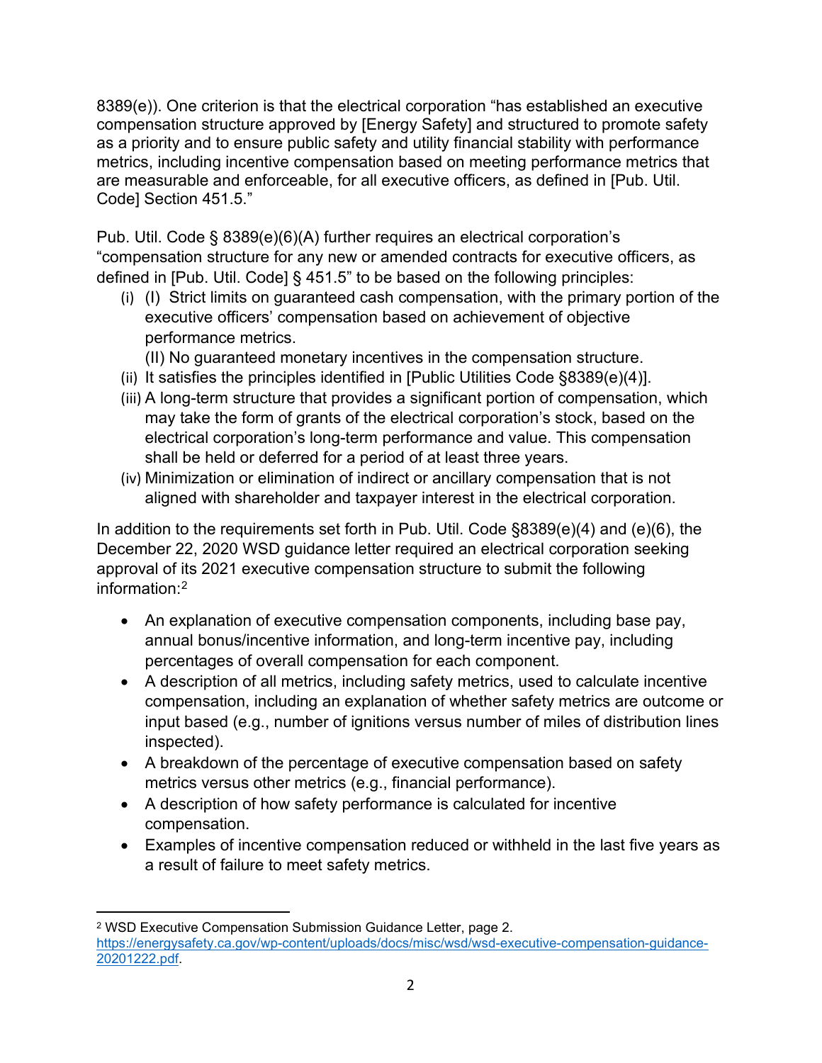8389(e)). One criterion is that the electrical corporation "has established an executive compensation structure approved by [Energy Safety] and structured to promote safety as a priority and to ensure public safety and utility financial stability with performance metrics, including incentive compensation based on meeting performance metrics that are measurable and enforceable, for all executive officers, as defined in [Pub. Util. Code] Section 451.5."

Pub. Util. Code § 8389(e)(6)(A) further requires an electrical corporation's "compensation structure for any new or amended contracts for executive officers, as defined in [Pub. Util. Code] § 451.5" to be based on the following principles:

(i) (I) Strict limits on guaranteed cash compensation, with the primary portion of the executive officers' compensation based on achievement of objective performance metrics.
(II) No guaranteed monetary incentives in the compensation structure.
(ii) It satisfies the principles identified in [Public Utilities Code §8389(e)(4)].
(iii) A long-term structure that provides a significant portion of compensation, which may take the form of grants of the electrical corporation's stock, based on the electrical corporation's long-term performance and value. This compensation shall be held or deferred for a period of at least three years.
(iv) Minimization or elimination of indirect or ancillary compensation that is not aligned with shareholder and taxpayer interest in the electrical corporation.

In addition to the requirements set forth in Pub. Util. Code §8389(e)(4) and (e)(6), the December 22, 2020 WSD guidance letter required an electrical corporation seeking approval of its 2021 executive compensation structure to submit the following information:[2]

- An explanation of executive compensation components, including base pay, annual bonus/incentive information, and long-term incentive pay, including percentages of overall compensation for each component.
- A description of all metrics, including safety metrics, used to calculate incentive compensation, including an explanation of whether safety metrics are outcome or input based (e.g., number of ignitions versus number of miles of distribution lines inspected).
- A breakdown of the percentage of executive compensation based on safety metrics versus other metrics (e.g., financial performance).
- A description of how safety performance is calculated for incentive compensation.
- Examples of incentive compensation reduced or withheld in the last five years as a result of failure to meet safety metrics.

---

[2] WSD Executive Compensation Submission Guidance Letter, page 2. https://energysafety.ca.gov/wp-content/uploads/docs/misc/wsd/wsd-executive-compensation-guidance-20201222.pdf.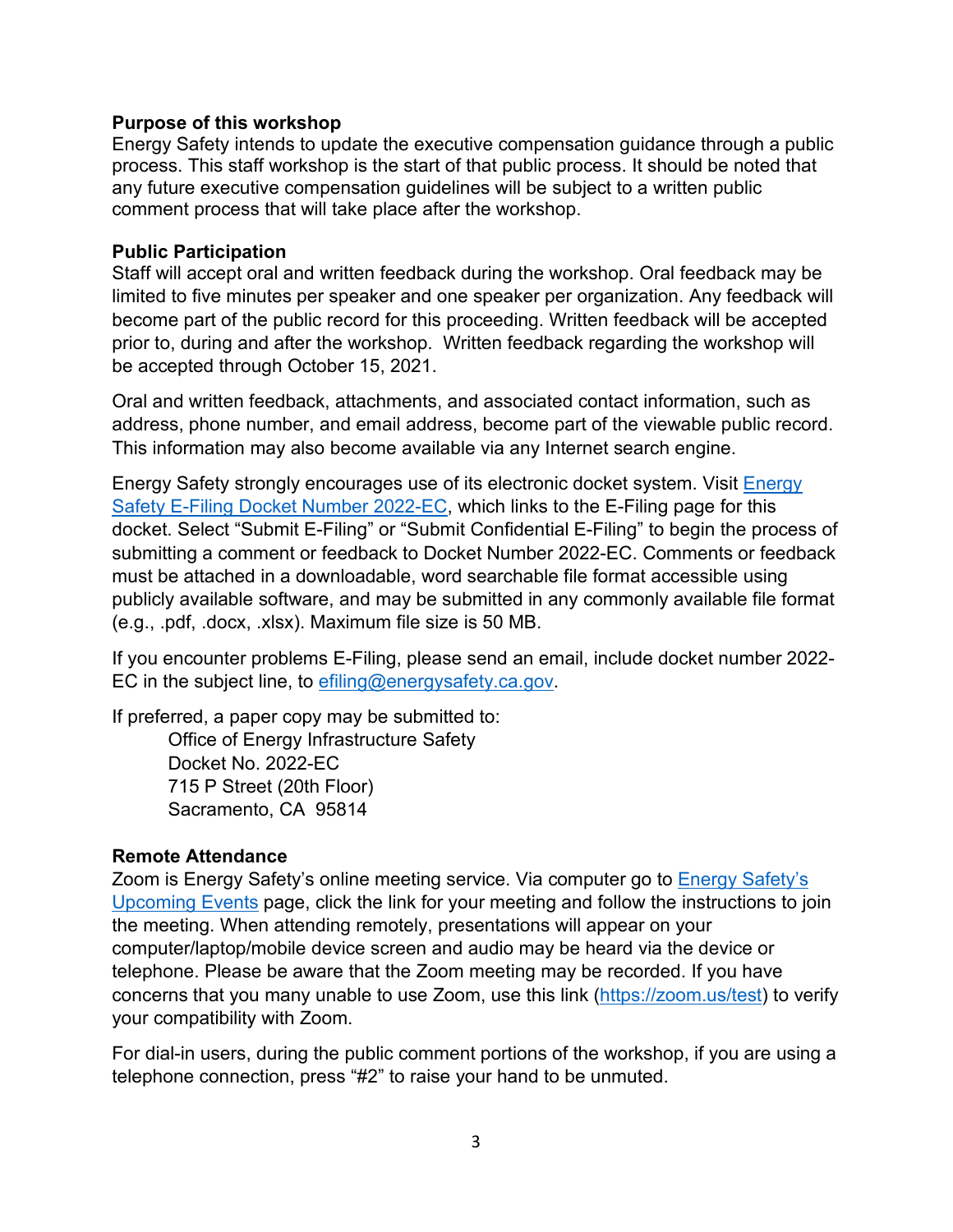**Purpose of this workshop**

Energy Safety intends to update the executive compensation guidance through a public process. This staff workshop is the start of that public process. It should be noted that any future executive compensation guidelines will be subject to a written public comment process that will take place after the workshop.

**Public Participation**

Staff will accept oral and written feedback during the workshop. Oral feedback may be limited to five minutes per speaker and one speaker per organization. Any feedback will become part of the public record for this proceeding. Written feedback will be accepted prior to, during and after the workshop. Written feedback regarding the workshop will be accepted through October 15, 2021.

Oral and written feedback, attachments, and associated contact information, such as address, phone number, and email address, become part of the viewable public record. This information may also become available via any Internet search engine.

Energy Safety strongly encourages use of its electronic docket system. Visit Energy Safety E-Filing Docket Number 2022-EC, which links to the E-Filing page for this docket. Select "Submit E-Filing" or "Submit Confidential E-Filing" to begin the process of submitting a comment or feedback to Docket Number 2022-EC. Comments or feedback must be attached in a downloadable, word searchable file format accessible using publicly available software, and may be submitted in any commonly available file format (e.g., .pdf, .docx, .xlsx). Maximum file size is 50 MB.

If you encounter problems E-Filing, please send an email, include docket number 2022-EC in the subject line, to efiling@energysafety.ca.gov.

If preferred, a paper copy may be submitted to:

> Office of Energy Infrastructure Safety
> Docket No. 2022-EC
> 715 P Street (20th Floor)
> Sacramento, CA 95814

**Remote Attendance**

Zoom is Energy Safety's online meeting service. Via computer go to Energy Safety's Upcoming Events page, click the link for your meeting and follow the instructions to join the meeting. When attending remotely, presentations will appear on your computer/laptop/mobile device screen and audio may be heard via the device or telephone. Please be aware that the Zoom meeting may be recorded. If you have concerns that you many unable to use Zoom, use this link (https://zoom.us/test) to verify your compatibility with Zoom.

For dial-in users, during the public comment portions of the workshop, if you are using a telephone connection, press "#2" to raise your hand to be unmuted.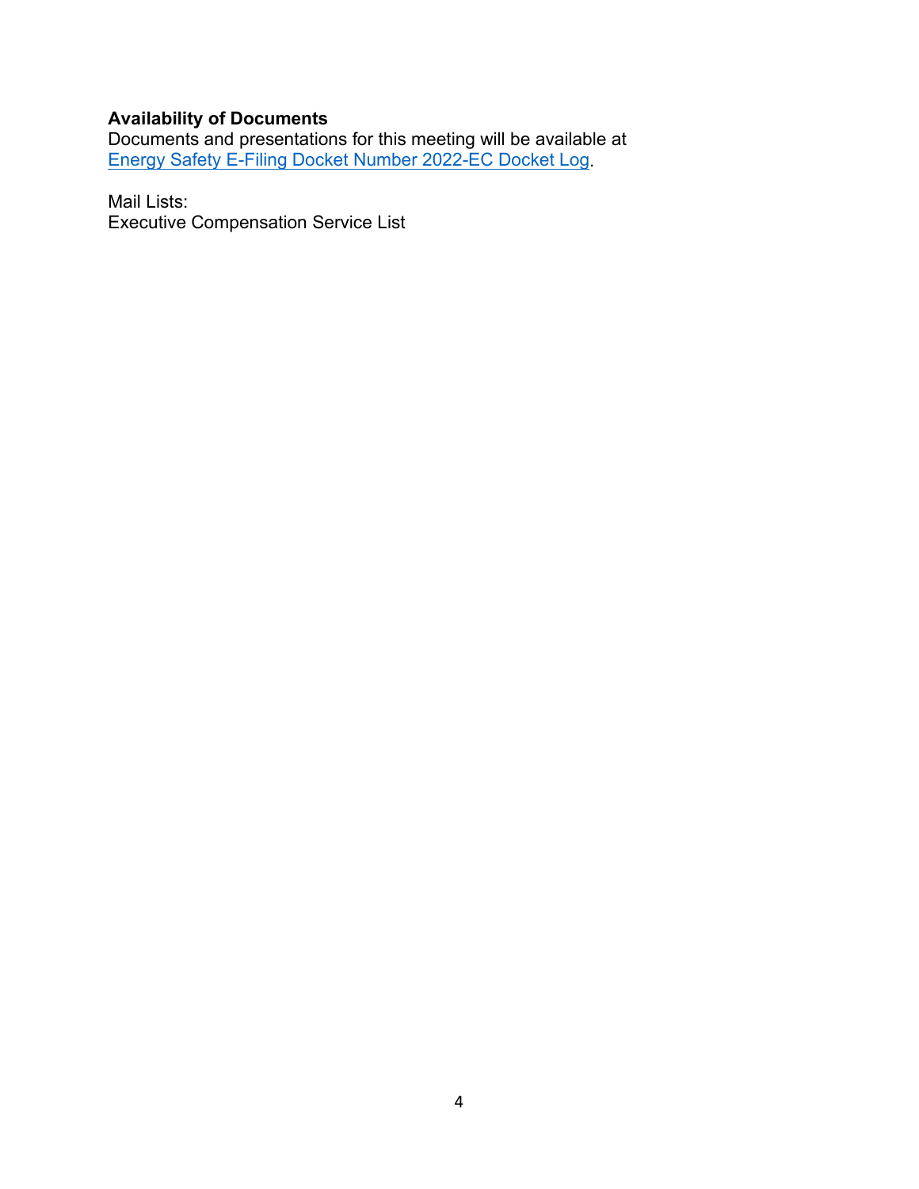**Availability of Documents**

Documents and presentations for this meeting will be available at [Energy Safety E-Filing Docket Number 2022-EC Docket Log](Energy Safety E-Filing Docket Number 2022-EC Docket Log).

Mail Lists:

Executive Compensation Service List